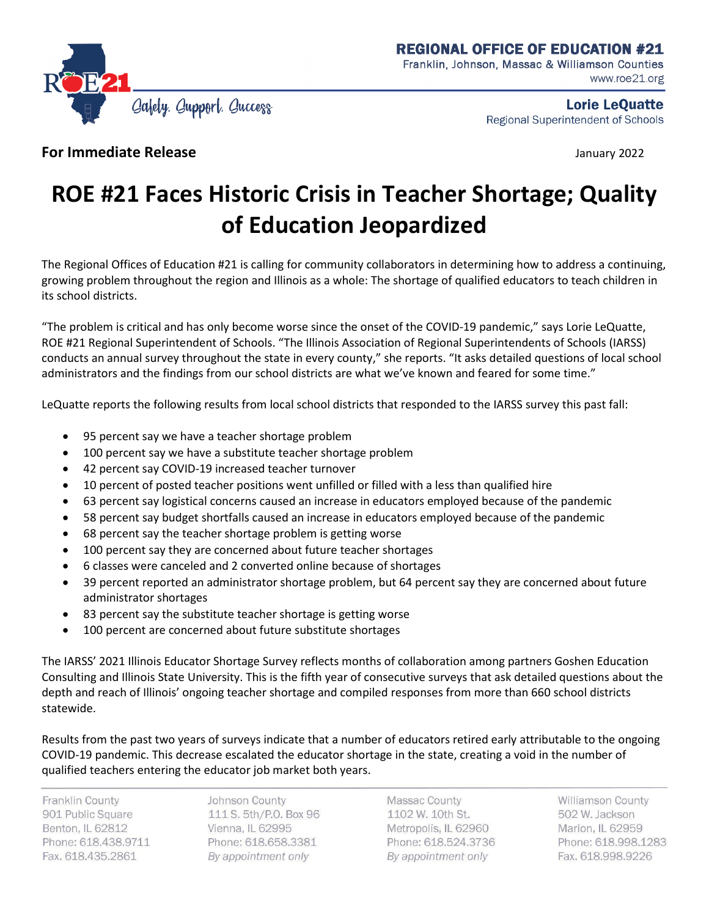**REGIONAL OFFICE OF EDUCATION #21**
Franklin, Johnson, Massac & Williamson Counties
www.roe21.org

*Safety. Support. Success*

**Lorie LeQuatte**
Regional Superintendent of Schools

**For Immediate Release** January 2022

# ROE #21 Faces Historic Crisis in Teacher Shortage; Quality of Education Jeopardized

The Regional Offices of Education #21 is calling for community collaborators in determining how to address a continuing, growing problem throughout the region and Illinois as a whole: The shortage of qualified educators to teach children in its school districts.

"The problem is critical and has only become worse since the onset of the COVID-19 pandemic," says Lorie LeQuatte, ROE #21 Regional Superintendent of Schools. "The Illinois Association of Regional Superintendents of Schools (IARSS) conducts an annual survey throughout the state in every county," she reports. "It asks detailed questions of local school administrators and the findings from our school districts are what we've known and feared for some time."

LeQuatte reports the following results from local school districts that responded to the IARSS survey this past fall:

- 95 percent say we have a teacher shortage problem
- 100 percent say we have a substitute teacher shortage problem
- 42 percent say COVID-19 increased teacher turnover
- 10 percent of posted teacher positions went unfilled or filled with a less than qualified hire
- 63 percent say logistical concerns caused an increase in educators employed because of the pandemic
- 58 percent say budget shortfalls caused an increase in educators employed because of the pandemic
- 68 percent say the teacher shortage problem is getting worse
- 100 percent say they are concerned about future teacher shortages
- 6 classes were canceled and 2 converted online because of shortages
- 39 percent reported an administrator shortage problem, but 64 percent say they are concerned about future administrator shortages
- 83 percent say the substitute teacher shortage is getting worse
- 100 percent are concerned about future substitute shortages

The IARSS' 2021 Illinois Educator Shortage Survey reflects months of collaboration among partners Goshen Education Consulting and Illinois State University. This is the fifth year of consecutive surveys that ask detailed questions about the depth and reach of Illinois' ongoing teacher shortage and compiled responses from more than 660 school districts statewide.

Results from the past two years of surveys indicate that a number of educators retired early attributable to the ongoing COVID-19 pandemic. This decrease escalated the educator shortage in the state, creating a void in the number of qualified teachers entering the educator job market both years.

| Franklin County | Johnson County | Massac County | Williamson County |
|---|---|---|---|
| 901 Public Square | 111 S. 5th/P.O. Box 96 | 1102 W. 10th St. | 502 W. Jackson |
| Benton, IL 62812 | Vienna, IL 62995 | Metropolis, IL 62960 | Marion, IL 62959 |
| Phone: 618.438.9711 | Phone: 618.658.3381 | Phone: 618.524.3736 | Phone: 618.998.1283 |
| Fax. 618.435.2861 | *By appointment only* | *By appointment only* | Fax. 618.998.9226 |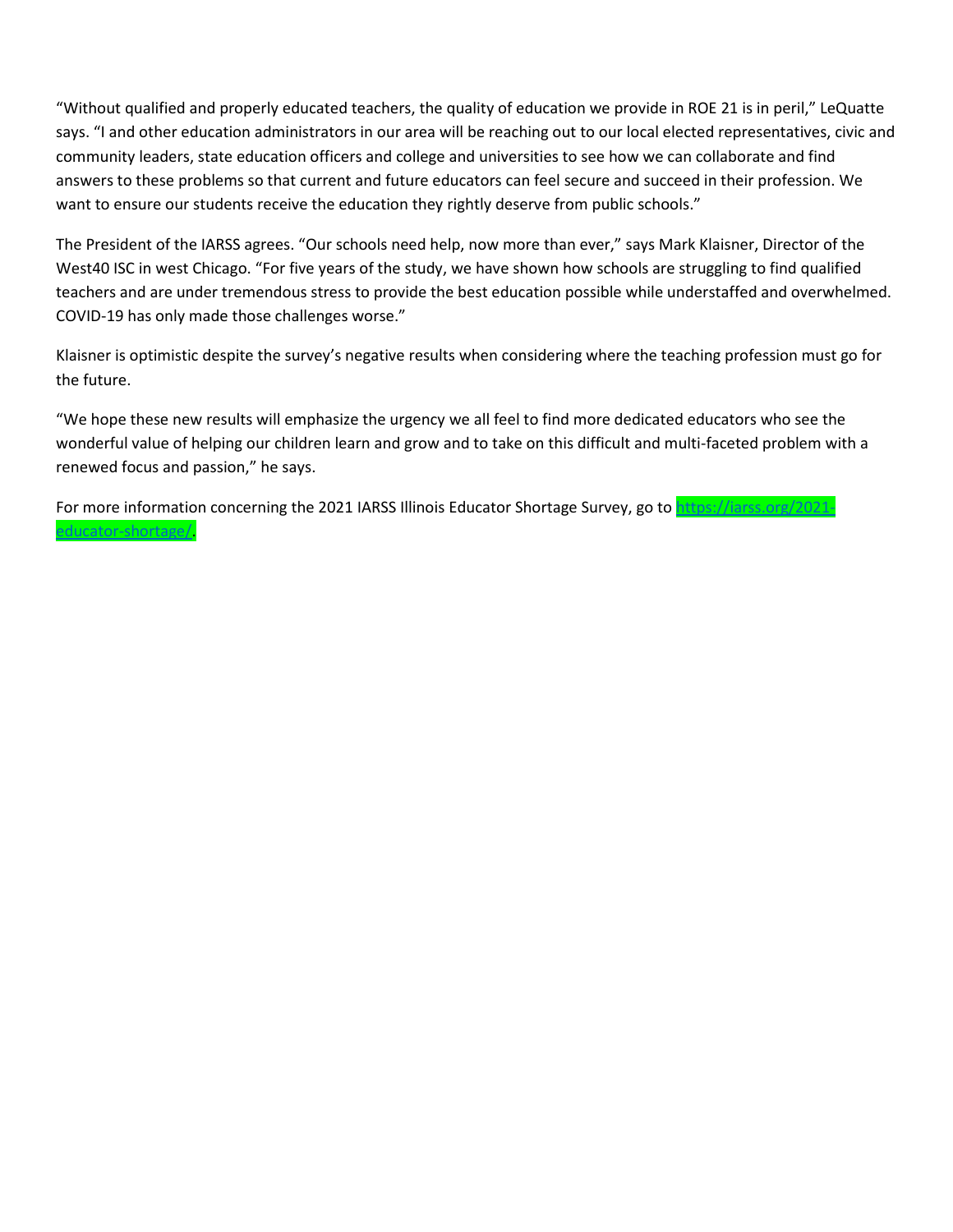"Without qualified and properly educated teachers, the quality of education we provide in ROE 21 is in peril," LeQuatte says. "I and other education administrators in our area will be reaching out to our local elected representatives, civic and community leaders, state education officers and college and universities to see how we can collaborate and find answers to these problems so that current and future educators can feel secure and succeed in their profession. We want to ensure our students receive the education they rightly deserve from public schools."

The President of the IARSS agrees. "Our schools need help, now more than ever," says Mark Klaisner, Director of the West40 ISC in west Chicago. "For five years of the study, we have shown how schools are struggling to find qualified teachers and are under tremendous stress to provide the best education possible while understaffed and overwhelmed. COVID-19 has only made those challenges worse."

Klaisner is optimistic despite the survey's negative results when considering where the teaching profession must go for the future.

"We hope these new results will emphasize the urgency we all feel to find more dedicated educators who see the wonderful value of helping our children learn and grow and to take on this difficult and multi-faceted problem with a renewed focus and passion," he says.

For more information concerning the 2021 IARSS Illinois Educator Shortage Survey, go to [https://iarss.org/2021-educator-shortage/](https://iarss.org/2021-educator-shortage/).